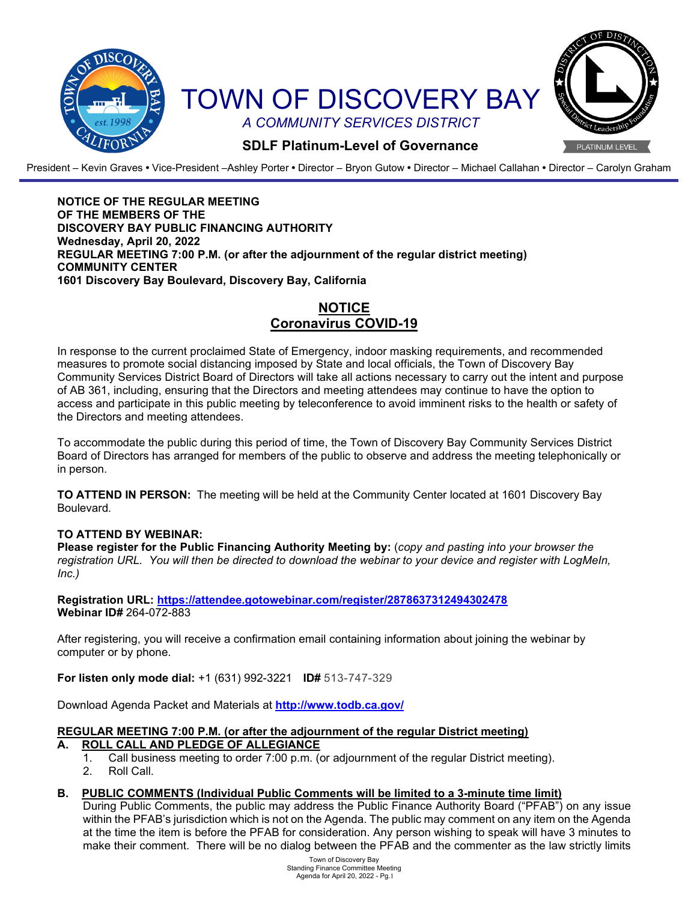# TOWN OF DISCOVERY BAY

*A COMMUNITY SERVICES DISTRICT*

**SDLF Platinum-Level of Governance**

President – Kevin Graves • Vice-President –Ashley Porter • Director – Bryon Gutow • Director – Michael Callahan • Director – Carolyn Graham

**NOTICE OF THE REGULAR MEETING**
**OF THE MEMBERS OF THE**
**DISCOVERY BAY PUBLIC FINANCING AUTHORITY**
**Wednesday, April 20, 2022**
**REGULAR MEETING 7:00 P.M. (or after the adjournment of the regular district meeting)**
**COMMUNITY CENTER**
**1601 Discovery Bay Boulevard, Discovery Bay, California**

## NOTICE
## Coronavirus COVID-19

In response to the current proclaimed State of Emergency, indoor masking requirements, and recommended measures to promote social distancing imposed by State and local officials, the Town of Discovery Bay Community Services District Board of Directors will take all actions necessary to carry out the intent and purpose of AB 361, including, ensuring that the Directors and meeting attendees may continue to have the option to access and participate in this public meeting by teleconference to avoid imminent risks to the health or safety of the Directors and meeting attendees.

To accommodate the public during this period of time, the Town of Discovery Bay Community Services District Board of Directors has arranged for members of the public to observe and address the meeting telephonically or in person.

**TO ATTEND IN PERSON:** The meeting will be held at the Community Center located at 1601 Discovery Bay Boulevard.

**TO ATTEND BY WEBINAR:**
**Please register for the Public Financing Authority Meeting by:** (*copy and pasting into your browser the registration URL. You will then be directed to download the webinar to your device and register with LogMeIn, Inc.)*

**Registration URL: https://attendee.gotowebinar.com/register/2878637312494302478**
**Webinar ID#** 264-072-883

After registering, you will receive a confirmation email containing information about joining the webinar by computer or by phone.

**For listen only mode dial:** +1 (631) 992-3221 **ID#** 513-747-329

Download Agenda Packet and Materials at **http://www.todb.ca.gov/**

**REGULAR MEETING 7:00 P.M. (or after the adjournment of the regular District meeting)**

**A. ROLL CALL AND PLEDGE OF ALLEGIANCE**

1. Call business meeting to order 7:00 p.m. (or adjournment of the regular District meeting).
2. Roll Call.

**B. PUBLIC COMMENTS (Individual Public Comments will be limited to a 3-minute time limit)**

During Public Comments, the public may address the Public Finance Authority Board ("PFAB") on any issue within the PFAB's jurisdiction which is not on the Agenda. The public may comment on any item on the Agenda at the time the item is before the PFAB for consideration. Any person wishing to speak will have 3 minutes to make their comment. There will be no dialog between the PFAB and the commenter as the law strictly limits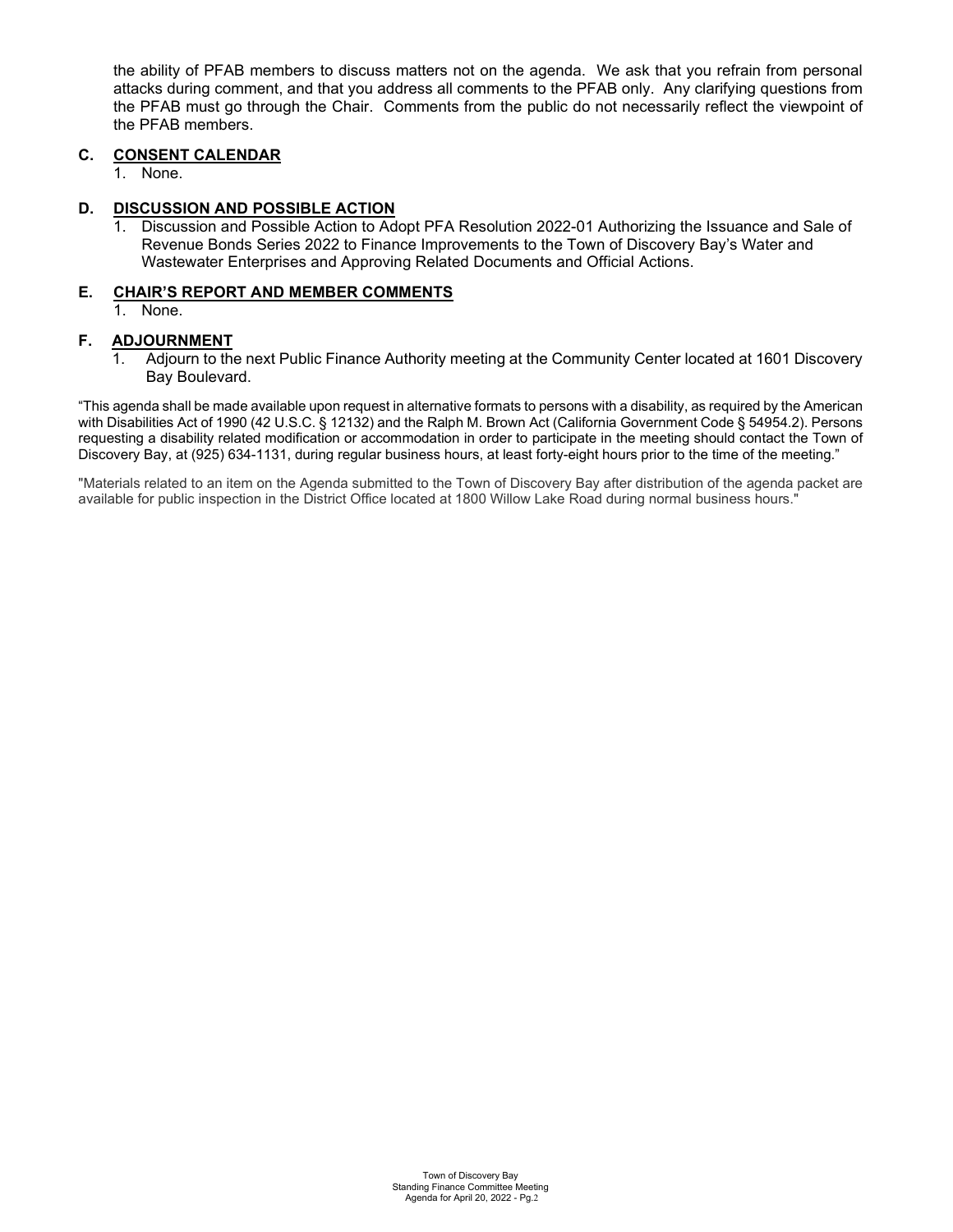the ability of PFAB members to discuss matters not on the agenda. We ask that you refrain from personal attacks during comment, and that you address all comments to the PFAB only. Any clarifying questions from the PFAB must go through the Chair. Comments from the public do not necessarily reflect the viewpoint of the PFAB members.

## C. CONSENT CALENDAR

1. None.

## D. DISCUSSION AND POSSIBLE ACTION

1. Discussion and Possible Action to Adopt PFA Resolution 2022-01 Authorizing the Issuance and Sale of Revenue Bonds Series 2022 to Finance Improvements to the Town of Discovery Bay's Water and Wastewater Enterprises and Approving Related Documents and Official Actions.

## E. CHAIR'S REPORT AND MEMBER COMMENTS

1. None.

## F. ADJOURNMENT

1. Adjourn to the next Public Finance Authority meeting at the Community Center located at 1601 Discovery Bay Boulevard.

"This agenda shall be made available upon request in alternative formats to persons with a disability, as required by the American with Disabilities Act of 1990 (42 U.S.C. § 12132) and the Ralph M. Brown Act (California Government Code § 54954.2). Persons requesting a disability related modification or accommodation in order to participate in the meeting should contact the Town of Discovery Bay, at (925) 634-1131, during regular business hours, at least forty-eight hours prior to the time of the meeting."

"Materials related to an item on the Agenda submitted to the Town of Discovery Bay after distribution of the agenda packet are available for public inspection in the District Office located at 1800 Willow Lake Road during normal business hours."